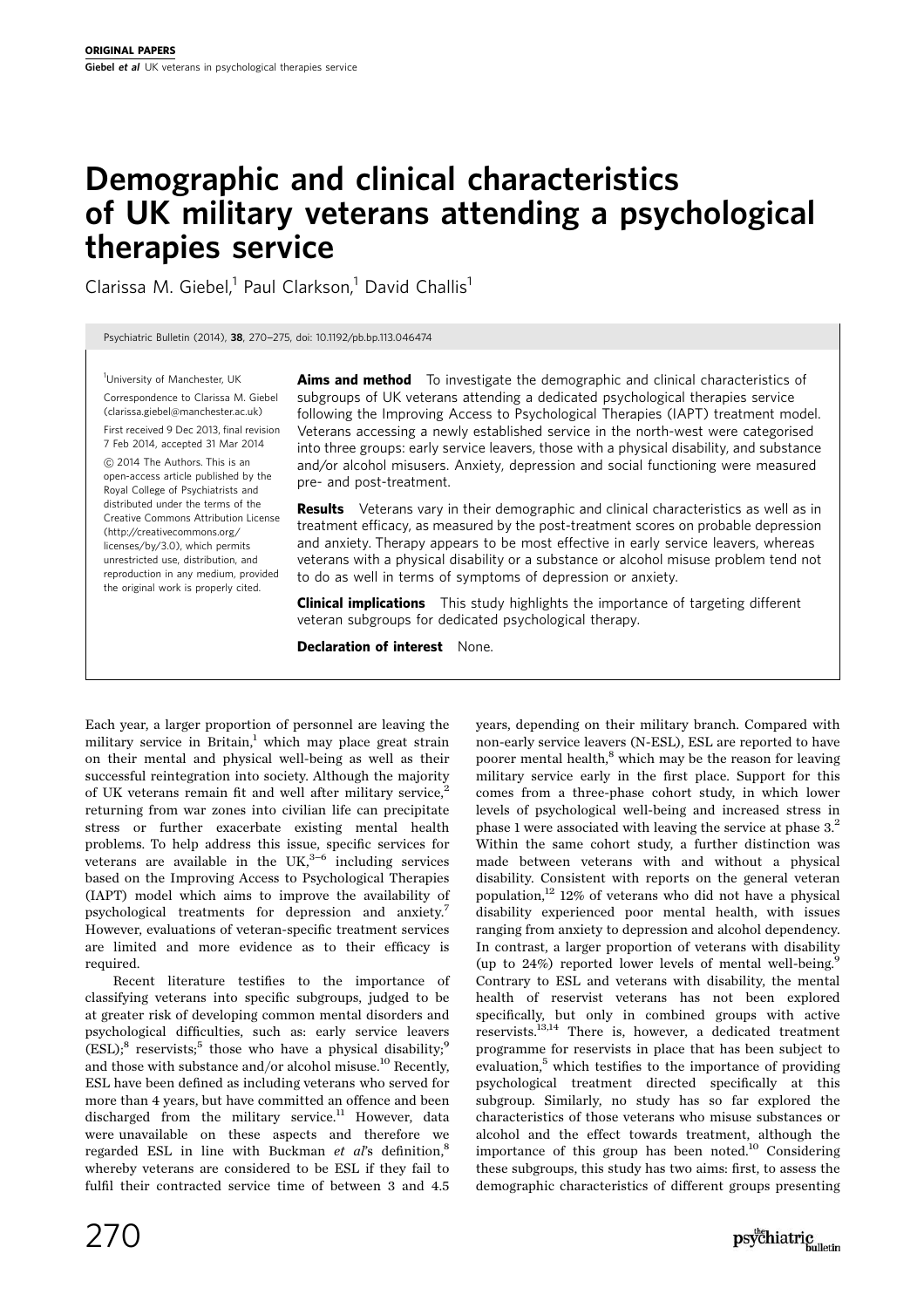# Demographic and clinical characteristics of UK military veterans attending a psychological therapies service

Clarissa M. Giebel,[1] Paul Clarkson,[1] David Challis[1]

Psychiatric Bulletin (2014), 38, 270-275, doi: 10.1192/pb.bp.113.046474

[1]University of Manchester, UK

Correspondence to Clarissa M. Giebel (clarissa.giebel@manchester.ac.uk)

First received 9 Dec 2013, final revision 7 Feb 2014, accepted 31 Mar 2014

© 2014 The Authors. This is an open-access article published by the Royal College of Psychiatrists and distributed under the terms of the Creative Commons Attribution License (http://creativecommons.org/licenses/by/3.0), which permits unrestricted use, distribution, and reproduction in any medium, provided the original work is properly cited.

**Aims and method** To investigate the demographic and clinical characteristics of subgroups of UK veterans attending a dedicated psychological therapies service following the Improving Access to Psychological Therapies (IAPT) treatment model. Veterans accessing a newly established service in the north-west were categorised into three groups: early service leavers, those with a physical disability, and substance and/or alcohol misusers. Anxiety, depression and social functioning were measured pre- and post-treatment.

**Results** Veterans vary in their demographic and clinical characteristics as well as in treatment efficacy, as measured by the post-treatment scores on probable depression and anxiety. Therapy appears to be most effective in early service leavers, whereas veterans with a physical disability or a substance or alcohol misuse problem tend not to do as well in terms of symptoms of depression or anxiety.

**Clinical implications** This study highlights the importance of targeting different veteran subgroups for dedicated psychological therapy.

**Declaration of interest** None.

Each year, a larger proportion of personnel are leaving the military service in Britain,[1] which may place great strain on their mental and physical well-being as well as their successful reintegration into society. Although the majority of UK veterans remain fit and well after military service,[2] returning from war zones into civilian life can precipitate stress or further exacerbate existing mental health problems. To help address this issue, specific services for veterans are available in the UK,[3-6] including services based on the Improving Access to Psychological Therapies (IAPT) model which aims to improve the availability of psychological treatments for depression and anxiety.[7] However, evaluations of veteran-specific treatment services are limited and more evidence as to their efficacy is required.

Recent literature testifies to the importance of classifying veterans into specific subgroups, judged to be at greater risk of developing common mental disorders and psychological difficulties, such as: early service leavers (ESL);[8] reservists;[5] those who have a physical disability;[9] and those with substance and/or alcohol misuse.[10] Recently, ESL have been defined as including veterans who served for more than 4 years, but have committed an offence and been discharged from the military service.[11] However, data were unavailable on these aspects and therefore we regarded ESL in line with Buckman *et al*'s definition,[8] whereby veterans are considered to be ESL if they fail to fulfil their contracted service time of between 3 and 4.5 years, depending on their military branch. Compared with non-early service leavers (N-ESL), ESL are reported to have poorer mental health,[8] which may be the reason for leaving military service early in the first place. Support for this comes from a three-phase cohort study, in which lower levels of psychological well-being and increased stress in phase 1 were associated with leaving the service at phase 3.[2] Within the same cohort study, a further distinction was made between veterans with and without a physical disability. Consistent with reports on the general veteran population,[12] 12% of veterans who did not have a physical disability experienced poor mental health, with issues ranging from anxiety to depression and alcohol dependency. In contrast, a larger proportion of veterans with disability (up to 24%) reported lower levels of mental well-being.[9] Contrary to ESL and veterans with disability, the mental health of reservist veterans has not been explored specifically, but only in combined groups with active reservists.[13,14] There is, however, a dedicated treatment programme for reservists in place that has been subject to evaluation,[5] which testifies to the importance of providing psychological treatment directed specifically at this subgroup. Similarly, no study has so far explored the characteristics of those veterans who misuse substances or alcohol and the effect towards treatment, although the importance of this group has been noted.[10] Considering these subgroups, this study has two aims: first, to assess the demographic characteristics of different groups presenting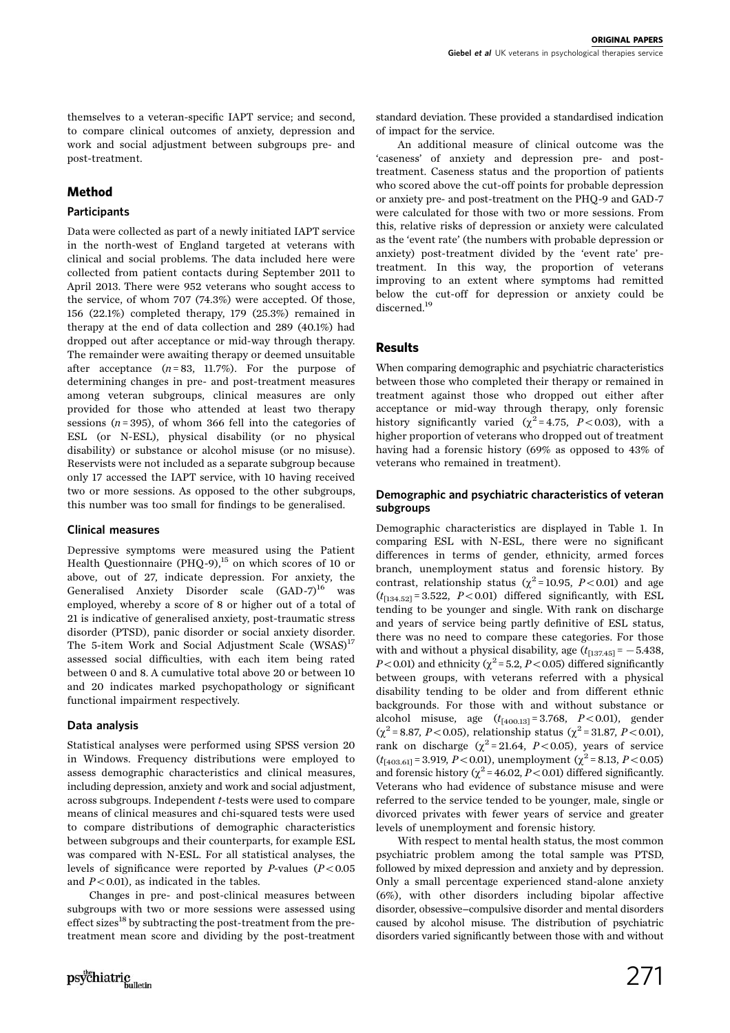themselves to a veteran-specific IAPT service; and second, to compare clinical outcomes of anxiety, depression and work and social adjustment between subgroups pre- and post-treatment.

## Method

### Participants

Data were collected as part of a newly initiated IAPT service in the north-west of England targeted at veterans with clinical and social problems. The data included here were collected from patient contacts during September 2011 to April 2013. There were 952 veterans who sought access to the service, of whom 707 (74.3%) were accepted. Of those, 156 (22.1%) completed therapy, 179 (25.3%) remained in therapy at the end of data collection and 289 (40.1%) had dropped out after acceptance or mid-way through therapy. The remainder were awaiting therapy or deemed unsuitable after acceptance ($n=83$, 11.7%). For the purpose of determining changes in pre- and post-treatment measures among veteran subgroups, clinical measures are only provided for those who attended at least two therapy sessions ($n=395$), of whom 366 fell into the categories of ESL (or N-ESL), physical disability (or no physical disability) or substance or alcohol misuse (or no misuse). Reservists were not included as a separate subgroup because only 17 accessed the IAPT service, with 10 having received two or more sessions. As opposed to the other subgroups, this number was too small for findings to be generalised.

### Clinical measures

Depressive symptoms were measured using the Patient Health Questionnaire (PHQ-9),[15] on which scores of 10 or above, out of 27, indicate depression. For anxiety, the Generalised Anxiety Disorder scale (GAD-7)[16] was employed, whereby a score of 8 or higher out of a total of 21 is indicative of generalised anxiety, post-traumatic stress disorder (PTSD), panic disorder or social anxiety disorder. The 5-item Work and Social Adjustment Scale (WSAS)[17] assessed social difficulties, with each item being rated between 0 and 8. A cumulative total above 20 or between 10 and 20 indicates marked psychopathology or significant functional impairment respectively.

### Data analysis

Statistical analyses were performed using SPSS version 20 in Windows. Frequency distributions were employed to assess demographic characteristics and clinical measures, including depression, anxiety and work and social adjustment, across subgroups. Independent *t*-tests were used to compare means of clinical measures and chi-squared tests were used to compare distributions of demographic characteristics between subgroups and their counterparts, for example ESL was compared with N-ESL. For all statistical analyses, the levels of significance were reported by *P*-values ($P<0.05$ and $P<0.01$), as indicated in the tables.

Changes in pre- and post-clinical measures between subgroups with two or more sessions were assessed using effect sizes[18] by subtracting the post-treatment from the pre-treatment mean score and dividing by the post-treatment standard deviation. These provided a standardised indication of impact for the service.

An additional measure of clinical outcome was the 'caseness' of anxiety and depression pre- and post-treatment. Caseness status and the proportion of patients who scored above the cut-off points for probable depression or anxiety pre- and post-treatment on the PHQ-9 and GAD-7 were calculated for those with two or more sessions. From this, relative risks of depression or anxiety were calculated as the 'event rate' (the numbers with probable depression or anxiety) post-treatment divided by the 'event rate' pre-treatment. In this way, the proportion of veterans improving to an extent where symptoms had remitted below the cut-off for depression or anxiety could be discerned.[19]

## Results

When comparing demographic and psychiatric characteristics between those who completed their therapy or remained in treatment against those who dropped out either after acceptance or mid-way through therapy, only forensic history significantly varied ($\chi^2=4.75$, $P<0.03$), with a higher proportion of veterans who dropped out of treatment having had a forensic history (69% as opposed to 43% of veterans who remained in treatment).

### Demographic and psychiatric characteristics of veteran subgroups

Demographic characteristics are displayed in Table 1. In comparing ESL with N-ESL, there were no significant differences in terms of gender, ethnicity, armed forces branch, unemployment status and forensic history. By contrast, relationship status ($\chi^2=10.95$, $P<0.01$) and age ($t_{[134.52]}=3.522$, $P<0.01$) differed significantly, with ESL tending to be younger and single. With rank on discharge and years of service being partly definitive of ESL status, there was no need to compare these categories. For those with and without a physical disability, age ($t_{[137.45]}=-5.438$, $P<0.01$) and ethnicity ($\chi^2=5.2$, $P<0.05$) differed significantly between groups, with veterans referred with a physical disability tending to be older and from different ethnic backgrounds. For those with and without substance or alcohol misuse, age ($t_{[400.13]}=3.768$, $P<0.01$), gender ($\chi^2=8.87$, $P<0.05$), relationship status ($\chi^2=31.87$, $P<0.01$), rank on discharge ($\chi^2=21.64$, $P<0.05$), years of service ($t_{[403.61]}=3.919$, $P<0.01$), unemployment ($\chi^2=8.13$, $P<0.05$) and forensic history ($\chi^2=46.02$, $P<0.01$) differed significantly. Veterans who had evidence of substance misuse and were referred to the service tended to be younger, male, single or divorced privates with fewer years of service and greater levels of unemployment and forensic history.

With respect to mental health status, the most common psychiatric problem among the total sample was PTSD, followed by mixed depression and anxiety and by depression. Only a small percentage experienced stand-alone anxiety (6%), with other disorders including bipolar affective disorder, obsessive–compulsive disorder and mental disorders caused by alcohol misuse. The distribution of psychiatric disorders varied significantly between those with and without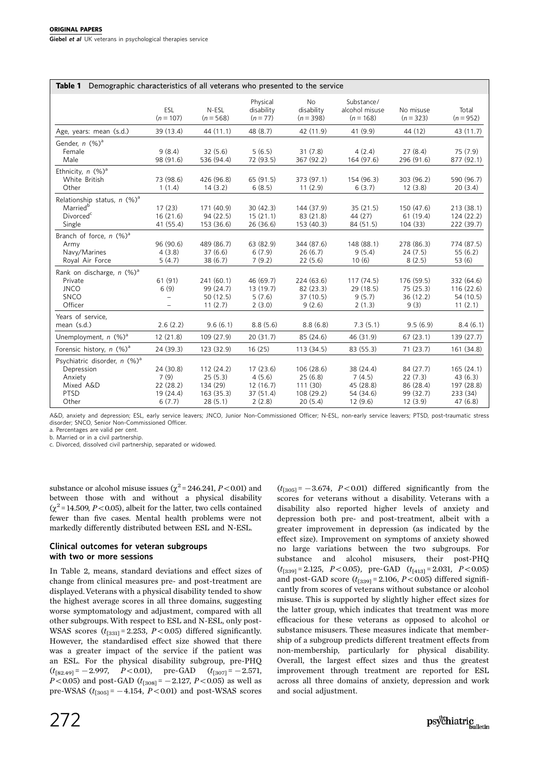**Table 1** Demographic characteristics of all veterans who presented to the service

| | ESL ($n$ = 107) | N-ESL ($n$ = 568) | Physical disability ($n$ = 77) | No disability ($n$ = 398) | Substance/ alcohol misuse ($n$ = 168) | No misuse ($n$ = 323) | Total ($n$ = 952) |
|---|---|---|---|---|---|---|---|
| Age, years: mean (s.d.) | 39 (13.4) | 44 (11.1) | 48 (8.7) | 42 (11.9) | 41 (9.9) | 44 (12) | 43 (11.7) |
| Gender, $n$ (%)[a] | | | | | | | |
| Female | 9 (8.4) | 32 (5.6) | 5 (6.5) | 31 (7.8) | 4 (2.4) | 27 (8.4) | 75 (7.9) |
| Male | 98 (91.6) | 536 (94.4) | 72 (93.5) | 367 (92.2) | 164 (97.6) | 296 (91.6) | 877 (92.1) |
| Ethnicity, $n$ (%)[a] | | | | | | | |
| White British | 73 (98.6) | 426 (96.8) | 65 (91.5) | 373 (97.1) | 154 (96.3) | 303 (96.2) | 590 (96.7) |
| Other | 1 (1.4) | 14 (3.2) | 6 (8.5) | 11 (2.9) | 6 (3.7) | 12 (3.8) | 20 (3.4) |
| Relationship status, $n$ (%)[a] | | | | | | | |
| Married[b] | 17 (23) | 171 (40.9) | 30 (42.3) | 144 (37.9) | 35 (21.5) | 150 (47.6) | 213 (38.1) |
| Divorced[c] | 16 (21.6) | 94 (22.5) | 15 (21.1) | 83 (21.8) | 44 (27) | 61 (19.4) | 124 (22.2) |
| Single | 41 (55.4) | 153 (36.6) | 26 (36.6) | 153 (40.3) | 84 (51.5) | 104 (33) | 222 (39.7) |
| Branch of force, $n$ (%)[a] | | | | | | | |
| Army | 96 (90.6) | 489 (86.7) | 63 (82.9) | 344 (87.6) | 148 (88.1) | 278 (86.3) | 774 (87.5) |
| Navy/Marines | 4 (3.8) | 37 (6.6) | 6 (7.9) | 26 (6.7) | 9 (5.4) | 24 (7.5) | 55 (6.2) |
| Royal Air Force | 5 (4.7) | 38 (6.7) | 7 (9.2) | 22 (5.6) | 10 (6) | 8 (2.5) | 53 (6) |
| Rank on discharge, $n$ (%)[a] | | | | | | | |
| Private | 61 (91) | 241 (60.1) | 46 (69.7) | 224 (63.6) | 117 (74.5) | 176 (59.5) | 332 (64.6) |
| JNCO | 6 (9) | 99 (24.7) | 13 (19.7) | 82 (23.3) | 29 (18.5) | 75 (25.3) | 116 (22.6) |
| SNCO | – | 50 (12.5) | 5 (7.6) | 37 (10.5) | 9 (5.7) | 36 (12.2) | 54 (10.5) |
| Officer | – | 11 (2.7) | 2 (3.0) | 9 (2.6) | 2 (1.3) | 9 (3) | 11 (2.1) |
| Years of service, mean (s.d.) | 2.6 (2.2) | 9.6 (6.1) | 8.8 (5.6) | 8.8 (6.8) | 7.3 (5.1) | 9.5 (6.9) | 8.4 (6.1) |
| Unemployment, $n$ (%)[a] | 12 (21.8) | 109 (27.9) | 20 (31.7) | 85 (24.6) | 46 (31.9) | 67 (23.1) | 139 (27.7) |
| Forensic history, $n$ (%)[a] | 24 (39.3) | 123 (32.9) | 16 (25) | 113 (34.5) | 83 (55.3) | 71 (23.7) | 161 (34.8) |
| Psychiatric disorder, $n$ (%)[a] | | | | | | | |
| Depression | 24 (30.8) | 112 (24.2) | 17 (23.6) | 106 (28.6) | 38 (24.4) | 84 (27.7) | 165 (24.1) |
| Anxiety | 7 (9) | 25 (5.3) | 4 (5.6) | 25 (6.8) | 7 (4.5) | 22 (7.3) | 43 (6.3) |
| Mixed A&D | 22 (28.2) | 134 (29) | 12 (16.7) | 111 (30) | 45 (28.8) | 86 (28.4) | 197 (28.8) |
| PTSD | 19 (24.4) | 163 (35.3) | 37 (51.4) | 108 (29.2) | 54 (34.6) | 99 (32.7) | 233 (34) |
| Other | 6 (7.7) | 28 (5.1) | 2 (2.8) | 20 (5.4) | 12 (9.6) | 12 (3.9) | 47 (6.8) |

A&D, anxiety and depression; ESL, early service leavers; JNCO, Junior Non-Commissioned Officer; N-ESL, non-early service leavers; PTSD, post-traumatic stress disorder; SNCO, Senior Non-Commissioned Officer.
a. Percentages are valid per cent.
b. Married or in a civil partnership.
c. Divorced, dissolved civil partnership, separated or widowed.

substance or alcohol misuse issues ($\chi^2$ = 246.241, $P$ < 0.01) and between those with and without a physical disability ($\chi^2$ = 14.509, $P$ < 0.05), albeit for the latter, two cells contained fewer than five cases. Mental health problems were not markedly differently distributed between ESL and N-ESL.

### Clinical outcomes for veteran subgroups with two or more sessions

In Table 2, means, standard deviations and effect sizes of change from clinical measures pre- and post-treatment are displayed. Veterans with a physical disability tended to show the highest average scores in all three domains, suggesting worse symptomatology and adjustment, compared with all other subgroups. With respect to ESL and N-ESL, only post-WSAS scores ($t_{[331]}$ = 2.253, $P$ < 0.05) differed significantly. However, the standardised effect size showed that there was a greater impact of the service if the patient was an ESL. For the physical disability subgroup, pre-PHQ ($t_{[82.49]}$ = −2.997, $P$ < 0.01), pre-GAD ($t_{[307]}$ = −2.571, $P$ < 0.05) and post-GAD ($t_{[308]}$ = −2.127, $P$ < 0.05) as well as pre-WSAS ($t_{[305]}$ = −4.154, $P$ < 0.01) and post-WSAS scores ($t_{[305]}$ = −3.674, $P$ < 0.01) differed significantly from the scores for veterans without a disability. Veterans with a disability also reported higher levels of anxiety and depression both pre- and post-treatment, albeit with a greater improvement in depression (as indicated by the effect size). Improvement on symptoms of anxiety showed no large variations between the two subgroups. For substance and alcohol misusers, their post-PHQ ($t_{[339]}$ = 2.125, $P$ < 0.05), pre-GAD ($t_{[413]}$ = 2.031, $P$ < 0.05) and post-GAD score ($t_{[339]}$ = 2.106, $P$ < 0.05) differed significantly from scores of veterans without substance or alcohol misuse. This is supported by slightly higher effect sizes for the latter group, which indicates that treatment was more efficacious for these veterans as opposed to alcohol or substance misusers. These measures indicate that membership of a subgroup predicts different treatment effects from non-membership, particularly for physical disability. Overall, the largest effect sizes and thus the greatest improvement through treatment are reported for ESL across all three domains of anxiety, depression and work and social adjustment.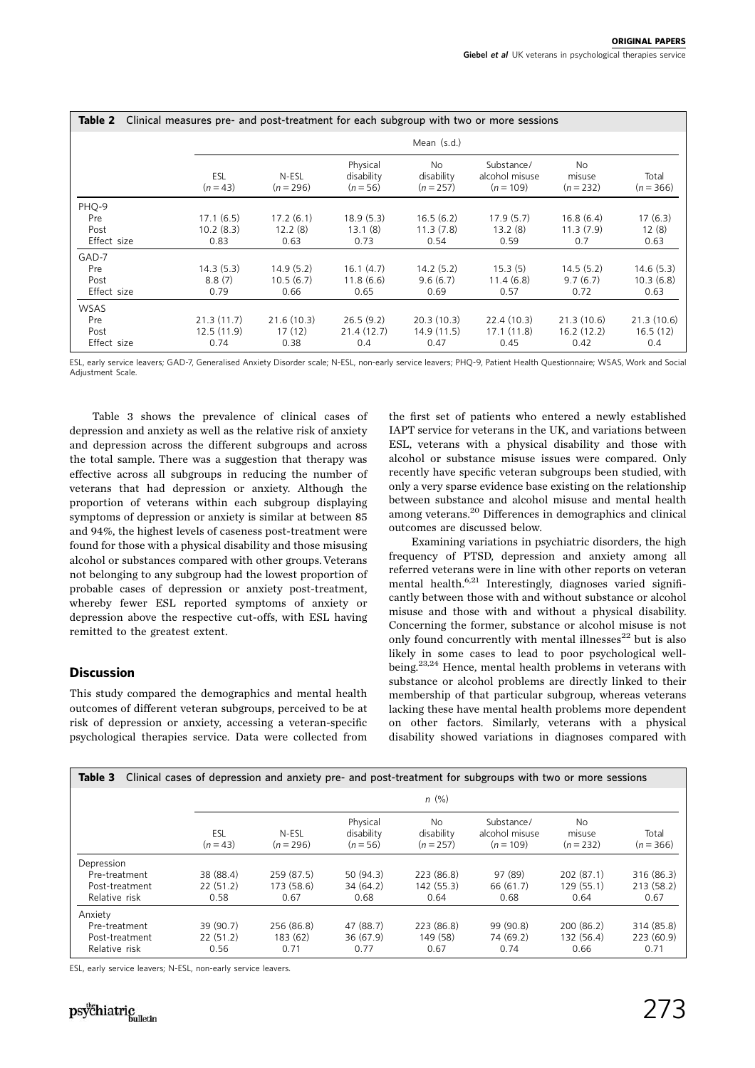**Table 2** Clinical measures pre- and post-treatment for each subgroup with two or more sessions

| | Mean (s.d.) | | | | | | |
|---|---|---|---|---|---|---|---|
| | ESL ($n = 43$) | N-ESL ($n = 296$) | Physical disability ($n = 56$) | No disability ($n = 257$) | Substance/ alcohol misuse ($n = 109$) | No misuse ($n = 232$) | Total ($n = 366$) |
| PHQ-9 | | | | | | | |
| Pre | 17.1 (6.5) | 17.2 (6.1) | 18.9 (5.3) | 16.5 (6.2) | 17.9 (5.7) | 16.8 (6.4) | 17 (6.3) |
| Post | 10.2 (8.3) | 12.2 (8) | 13.1 (8) | 11.3 (7.8) | 13.2 (8) | 11.3 (7.9) | 12 (8) |
| Effect size | 0.83 | 0.63 | 0.73 | 0.54 | 0.59 | 0.7 | 0.63 |
| GAD-7 | | | | | | | |
| Pre | 14.3 (5.3) | 14.9 (5.2) | 16.1 (4.7) | 14.2 (5.2) | 15.3 (5) | 14.5 (5.2) | 14.6 (5.3) |
| Post | 8.8 (7) | 10.5 (6.7) | 11.8 (6.6) | 9.6 (6.7) | 11.4 (6.8) | 9.7 (6.7) | 10.3 (6.8) |
| Effect size | 0.79 | 0.66 | 0.65 | 0.69 | 0.57 | 0.72 | 0.63 |
| WSAS | | | | | | | |
| Pre | 21.3 (11.7) | 21.6 (10.3) | 26.5 (9.2) | 20.3 (10.3) | 22.4 (10.3) | 21.3 (10.6) | 21.3 (10.6) |
| Post | 12.5 (11.9) | 17 (12) | 21.4 (12.7) | 14.9 (11.5) | 17.1 (11.8) | 16.2 (12.2) | 16.5 (12) |
| Effect size | 0.74 | 0.38 | 0.4 | 0.47 | 0.45 | 0.42 | 0.4 |

ESL, early service leavers; GAD-7, Generalised Anxiety Disorder scale; N-ESL, non-early service leavers; PHQ-9, Patient Health Questionnaire; WSAS, Work and Social Adjustment Scale.

Table 3 shows the prevalence of clinical cases of depression and anxiety as well as the relative risk of anxiety and depression across the different subgroups and across the total sample. There was a suggestion that therapy was effective across all subgroups in reducing the number of veterans that had depression or anxiety. Although the proportion of veterans within each subgroup displaying symptoms of depression or anxiety is similar at between 85 and 94%, the highest levels of caseness post-treatment were found for those with a physical disability and those misusing alcohol or substances compared with other groups. Veterans not belonging to any subgroup had the lowest proportion of probable cases of depression or anxiety post-treatment, whereby fewer ESL reported symptoms of anxiety or depression above the respective cut-offs, with ESL having remitted to the greatest extent.

## Discussion

This study compared the demographics and mental health outcomes of different veteran subgroups, perceived to be at risk of depression or anxiety, accessing a veteran-specific psychological therapies service. Data were collected from the first set of patients who entered a newly established IAPT service for veterans in the UK, and variations between ESL, veterans with a physical disability and those with alcohol or substance misuse issues were compared. Only recently have specific veteran subgroups been studied, with only a very sparse evidence base existing on the relationship between substance and alcohol misuse and mental health among veterans.[20] Differences in demographics and clinical outcomes are discussed below.

Examining variations in psychiatric disorders, the high frequency of PTSD, depression and anxiety among all referred veterans were in line with other reports on veteran mental health.[6,21] Interestingly, diagnoses varied significantly between those with and without substance or alcohol misuse and those with and without a physical disability. Concerning the former, substance or alcohol misuse is not only found concurrently with mental illnesses[22] but is also likely in some cases to lead to poor psychological well-being.[23,24] Hence, mental health problems in veterans with substance or alcohol problems are directly linked to their membership of that particular subgroup, whereas veterans lacking these have mental health problems more dependent on other factors. Similarly, veterans with a physical disability showed variations in diagnoses compared with

**Table 3** Clinical cases of depression and anxiety pre- and post-treatment for subgroups with two or more sessions

| | *n* (%) | | | | | | |
|---|---|---|---|---|---|---|---|
| | ESL ($n = 43$) | N-ESL ($n = 296$) | Physical disability ($n = 56$) | No disability ($n = 257$) | Substance/ alcohol misuse ($n = 109$) | No misuse ($n = 232$) | Total ($n = 366$) |
| Depression | | | | | | | |
| Pre-treatment | 38 (88.4) | 259 (87.5) | 50 (94.3) | 223 (86.8) | 97 (89) | 202 (87.1) | 316 (86.3) |
| Post-treatment | 22 (51.2) | 173 (58.6) | 34 (64.2) | 142 (55.3) | 66 (61.7) | 129 (55.1) | 213 (58.2) |
| Relative risk | 0.58 | 0.67 | 0.68 | 0.64 | 0.68 | 0.64 | 0.67 |
| Anxiety | | | | | | | |
| Pre-treatment | 39 (90.7) | 256 (86.8) | 47 (88.7) | 223 (86.8) | 99 (90.8) | 200 (86.2) | 314 (85.8) |
| Post-treatment | 22 (51.2) | 183 (62) | 36 (67.9) | 149 (58) | 74 (69.2) | 132 (56.4) | 223 (60.9) |
| Relative risk | 0.56 | 0.71 | 0.77 | 0.67 | 0.74 | 0.66 | 0.71 |

ESL, early service leavers; N-ESL, non-early service leavers.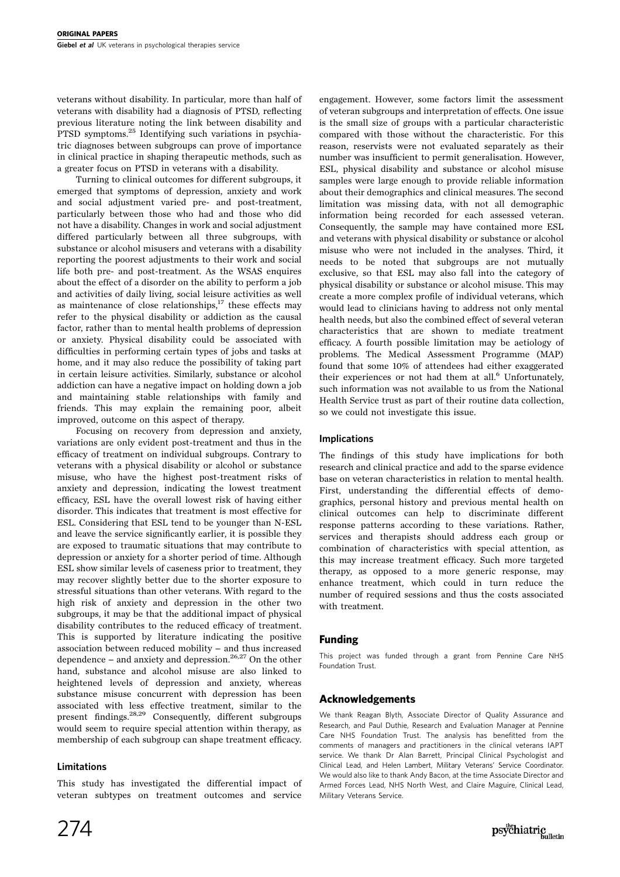veterans without disability. In particular, more than half of veterans with disability had a diagnosis of PTSD, reflecting previous literature noting the link between disability and PTSD symptoms.[25] Identifying such variations in psychiatric diagnoses between subgroups can prove of importance in clinical practice in shaping therapeutic methods, such as a greater focus on PTSD in veterans with a disability.

Turning to clinical outcomes for different subgroups, it emerged that symptoms of depression, anxiety and work and social adjustment varied pre- and post-treatment, particularly between those who had and those who did not have a disability. Changes in work and social adjustment differed particularly between all three subgroups, with substance or alcohol misusers and veterans with a disability reporting the poorest adjustments to their work and social life both pre- and post-treatment. As the WSAS enquires about the effect of a disorder on the ability to perform a job and activities of daily living, social leisure activities as well as maintenance of close relationships,[17] these effects may refer to the physical disability or addiction as the causal factor, rather than to mental health problems of depression or anxiety. Physical disability could be associated with difficulties in performing certain types of jobs and tasks at home, and it may also reduce the possibility of taking part in certain leisure activities. Similarly, substance or alcohol addiction can have a negative impact on holding down a job and maintaining stable relationships with family and friends. This may explain the remaining poor, albeit improved, outcome on this aspect of therapy.

Focusing on recovery from depression and anxiety, variations are only evident post-treatment and thus in the efficacy of treatment on individual subgroups. Contrary to veterans with a physical disability or alcohol or substance misuse, who have the highest post-treatment risks of anxiety and depression, indicating the lowest treatment efficacy, ESL have the overall lowest risk of having either disorder. This indicates that treatment is most effective for ESL. Considering that ESL tend to be younger than N-ESL and leave the service significantly earlier, it is possible they are exposed to traumatic situations that may contribute to depression or anxiety for a shorter period of time. Although ESL show similar levels of caseness prior to treatment, they may recover slightly better due to the shorter exposure to stressful situations than other veterans. With regard to the high risk of anxiety and depression in the other two subgroups, it may be that the additional impact of physical disability contributes to the reduced efficacy of treatment. This is supported by literature indicating the positive association between reduced mobility – and thus increased dependence – and anxiety and depression.[26,27] On the other hand, substance and alcohol misuse are also linked to heightened levels of depression and anxiety, whereas substance misuse concurrent with depression has been associated with less effective treatment, similar to the present findings.[28,29] Consequently, different subgroups would seem to require special attention within therapy, as membership of each subgroup can shape treatment efficacy.

### Limitations

This study has investigated the differential impact of veteran subtypes on treatment outcomes and service engagement. However, some factors limit the assessment of veteran subgroups and interpretation of effects. One issue is the small size of groups with a particular characteristic compared with those without the characteristic. For this reason, reservists were not evaluated separately as their number was insufficient to permit generalisation. However, ESL, physical disability and substance or alcohol misuse samples were large enough to provide reliable information about their demographics and clinical measures. The second limitation was missing data, with not all demographic information being recorded for each assessed veteran. Consequently, the sample may have contained more ESL and veterans with physical disability or substance or alcohol misuse who were not included in the analyses. Third, it needs to be noted that subgroups are not mutually exclusive, so that ESL may also fall into the category of physical disability or substance or alcohol misuse. This may create a more complex profile of individual veterans, which would lead to clinicians having to address not only mental health needs, but also the combined effect of several veteran characteristics that are shown to mediate treatment efficacy. A fourth possible limitation may be aetiology of problems. The Medical Assessment Programme (MAP) found that some 10% of attendees had either exaggerated their experiences or not had them at all.[6] Unfortunately, such information was not available to us from the National Health Service trust as part of their routine data collection, so we could not investigate this issue.

### Implications

The findings of this study have implications for both research and clinical practice and add to the sparse evidence base on veteran characteristics in relation to mental health. First, understanding the differential effects of demographics, personal history and previous mental health on clinical outcomes can help to discriminate different response patterns according to these variations. Rather, services and therapists should address each group or combination of characteristics with special attention, as this may increase treatment efficacy. Such more targeted therapy, as opposed to a more generic response, may enhance treatment, which could in turn reduce the number of required sessions and thus the costs associated with treatment.

## Funding

This project was funded through a grant from Pennine Care NHS Foundation Trust.

## Acknowledgements

We thank Reagan Blyth, Associate Director of Quality Assurance and Research, and Paul Duthie, Research and Evaluation Manager at Pennine Care NHS Foundation Trust. The analysis has benefitted from the comments of managers and practitioners in the clinical veterans IAPT service. We thank Dr Alan Barrett, Principal Clinical Psychologist and Clinical Lead, and Helen Lambert, Military Veterans' Service Coordinator. We would also like to thank Andy Bacon, at the time Associate Director and Armed Forces Lead, NHS North West, and Claire Maguire, Clinical Lead, Military Veterans Service.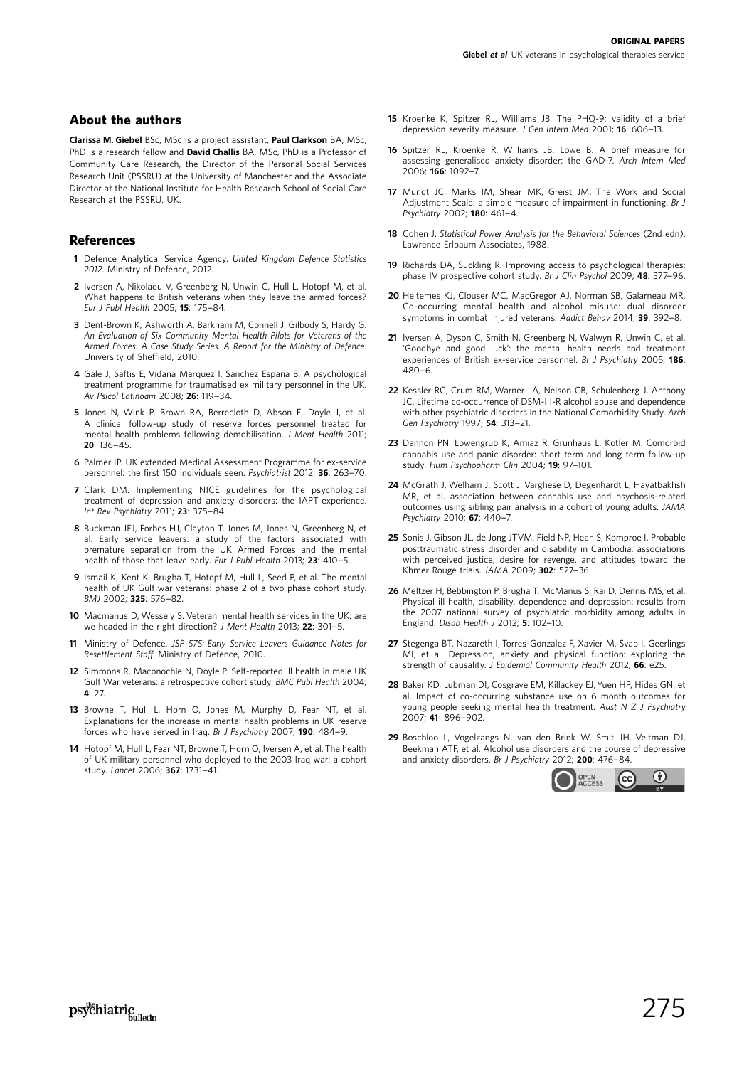## About the authors

**Clarissa M. Giebel** BSc, MSc is a project assistant, **Paul Clarkson** BA, MSc, PhD is a research fellow and **David Challis** BA, MSc, PhD is a Professor of Community Care Research, the Director of the Personal Social Services Research Unit (PSSRU) at the University of Manchester and the Associate Director at the National Institute for Health Research School of Social Care Research at the PSSRU, UK.

## References

1. Defence Analytical Service Agency. *United Kingdom Defence Statistics 2012*. Ministry of Defence, 2012.
2. Iversen A, Nikolaou V, Greenberg N, Unwin C, Hull L, Hotopf M, et al. What happens to British veterans when they leave the armed forces? *Eur J Publ Health* 2005; **15**: 175–84.
3. Dent-Brown K, Ashworth A, Barkham M, Connell J, Gilbody S, Hardy G. *An Evaluation of Six Community Mental Health Pilots for Veterans of the Armed Forces: A Case Study Series. A Report for the Ministry of Defence*. University of Sheffield, 2010.
4. Gale J, Saftis E, Vidana Marquez I, Sanchez Espana B. A psychological treatment programme for traumatised ex military personnel in the UK. *Av Psicol Latinoam* 2008; **26**: 119–34.
5. Jones N, Wink P, Brown RA, Berrecloth D, Abson E, Doyle J, et al. A clinical follow-up study of reserve forces personnel treated for mental health problems following demobilisation. *J Ment Health* 2011; **20**: 136–45.
6. Palmer IP. UK extended Medical Assessment Programme for ex-service personnel: the first 150 individuals seen. *Psychiatrist* 2012; **36**: 263–70.
7. Clark DM. Implementing NICE guidelines for the psychological treatment of depression and anxiety disorders: the IAPT experience. *Int Rev Psychiatry* 2011; **23**: 375–84.
8. Buckman JEJ, Forbes HJ, Clayton T, Jones M, Jones N, Greenberg N, et al. Early service leavers: a study of the factors associated with premature separation from the UK Armed Forces and the mental health of those that leave early. *Eur J Publ Health* 2013; **23**: 410–5.
9. Ismail K, Kent K, Brugha T, Hotopf M, Hull L, Seed P, et al. The mental health of UK Gulf war veterans: phase 2 of a two phase cohort study. *BMJ* 2002; **325**: 576–82.
10. Macmanus D, Wessely S. Veteran mental health services in the UK: are we headed in the right direction? *J Ment Health* 2013; **22**: 301–5.
11. Ministry of Defence. *JSP 575: Early Service Leavers Guidance Notes for Resettlement Staff*. Ministry of Defence, 2010.
12. Simmons R, Maconochie N, Doyle P. Self-reported ill health in male UK Gulf War veterans: a retrospective cohort study. *BMC Publ Health* 2004; **4**: 27.
13. Browne T, Hull L, Horn O, Jones M, Murphy D, Fear NT, et al. Explanations for the increase in mental health problems in UK reserve forces who have served in Iraq. *Br J Psychiatry* 2007; **190**: 484–9.
14. Hotopf M, Hull L, Fear NT, Browne T, Horn O, Iversen A, et al. The health of UK military personnel who deployed to the 2003 Iraq war: a cohort study. *Lancet* 2006; **367**: 1731–41.
15. Kroenke K, Spitzer RL, Williams JB. The PHQ-9: validity of a brief depression severity measure. *J Gen Intern Med* 2001; **16**: 606–13.
16. Spitzer RL, Kroenke R, Williams JB, Lowe B. A brief measure for assessing generalised anxiety disorder: the GAD-7. *Arch Intern Med* 2006; **166**: 1092–7.
17. Mundt JC, Marks IM, Shear MK, Greist JM. The Work and Social Adjustment Scale: a simple measure of impairment in functioning. *Br J Psychiatry* 2002; **180**: 461–4.
18. Cohen J. *Statistical Power Analysis for the Behavioral Sciences* (2nd edn). Lawrence Erlbaum Associates, 1988.
19. Richards DA, Suckling R. Improving access to psychological therapies: phase IV prospective cohort study. *Br J Clin Psychol* 2009; **48**: 377–96.
20. Heltemes KJ, Clouser MC, MacGregor AJ, Norman SB, Galarneau MR. Co-occurring mental health and alcohol misuse: dual disorder symptoms in combat injured veterans. *Addict Behav* 2014; **39**: 392–8.
21. Iversen A, Dyson C, Smith N, Greenberg N, Walwyn R, Unwin C, et al. 'Goodbye and good luck': the mental health needs and treatment experiences of British ex-service personnel. *Br J Psychiatry* 2005; **186**: 480–6.
22. Kessler RC, Crum RM, Warner LA, Nelson CB, Schulenberg J, Anthony JC. Lifetime co-occurrence of DSM-III-R alcohol abuse and dependence with other psychiatric disorders in the National Comorbidity Study. *Arch Gen Psychiatry* 1997; **54**: 313–21.
23. Dannon PN, Lowengrub K, Amiaz R, Grunhaus L, Kotler M. Comorbid cannabis use and panic disorder: short term and long term follow-up study. *Hum Psychopharm Clin* 2004; **19**: 97–101.
24. McGrath J, Welham J, Scott J, Varghese D, Degenhardt L, Hayatbakhsh MR, et al. association between cannabis use and psychosis-related outcomes using sibling pair analysis in a cohort of young adults. *JAMA Psychiatry* 2010; **67**: 440–7.
25. Sonis J, Gibson JL, de Jong JTVM, Field NP, Hean S, Komproe I. Probable posttraumatic stress disorder and disability in Cambodia: associations with perceived justice, desire for revenge, and attitudes toward the Khmer Rouge trials. *JAMA* 2009; **302**: 527–36.
26. Meltzer H, Bebbington P, Brugha T, McManus S, Rai D, Dennis MS, et al. Physical ill health, disability, dependence and depression: results from the 2007 national survey of psychiatric morbidity among adults in England. *Disab Health J* 2012; **5**: 102–10.
27. Stegenga BT, Nazareth I, Torres-Gonzalez F, Xavier M, Svab I, Geerlings MI, et al. Depression, anxiety and physical function: exploring the strength of causality. *J Epidemiol Community Health* 2012; **66**: e25.
28. Baker KD, Lubman DI, Cosgrave EM, Killackey EJ, Yuen HP, Hides GN, et al. Impact of co-occurring substance use on 6 month outcomes for young people seeking mental health treatment. *Aust N Z J Psychiatry* 2007; **41**: 896–902.
29. Boschloo L, Vogelzangs N, van den Brink W, Smit JH, Veltman DJ, Beekman ATF, et al. Alcohol use disorders and the course of depressive and anxiety disorders. *Br J Psychiatry* 2012; **200**: 476–84.